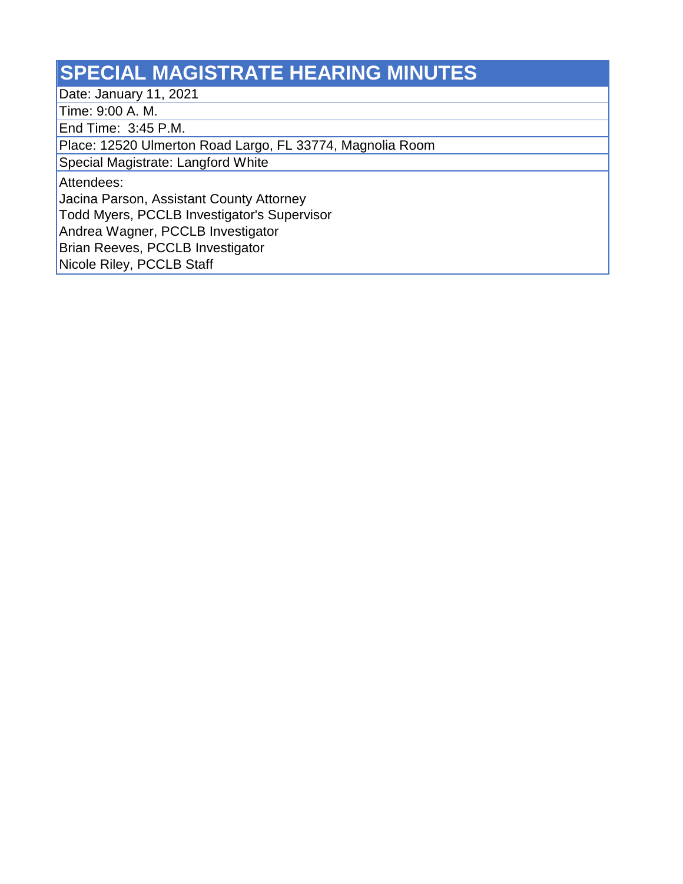# SPECIAL MAGISTRATE HEARING MINUTES

Date: January 11, 2021

Time: 9:00 A. M.

End Time: 3:45 P.M.

Place: 12520 Ulmerton Road Largo, FL 33774, Magnolia Room

Special Magistrate: Langford White

Attendees:

Jacina Parson, Assistant County Attorney

Todd Myers, PCCLB Investigator's Supervisor

Andrea Wagner, PCCLB Investigator

Brian Reeves, PCCLB Investigator

Nicole Riley, PCCLB Staff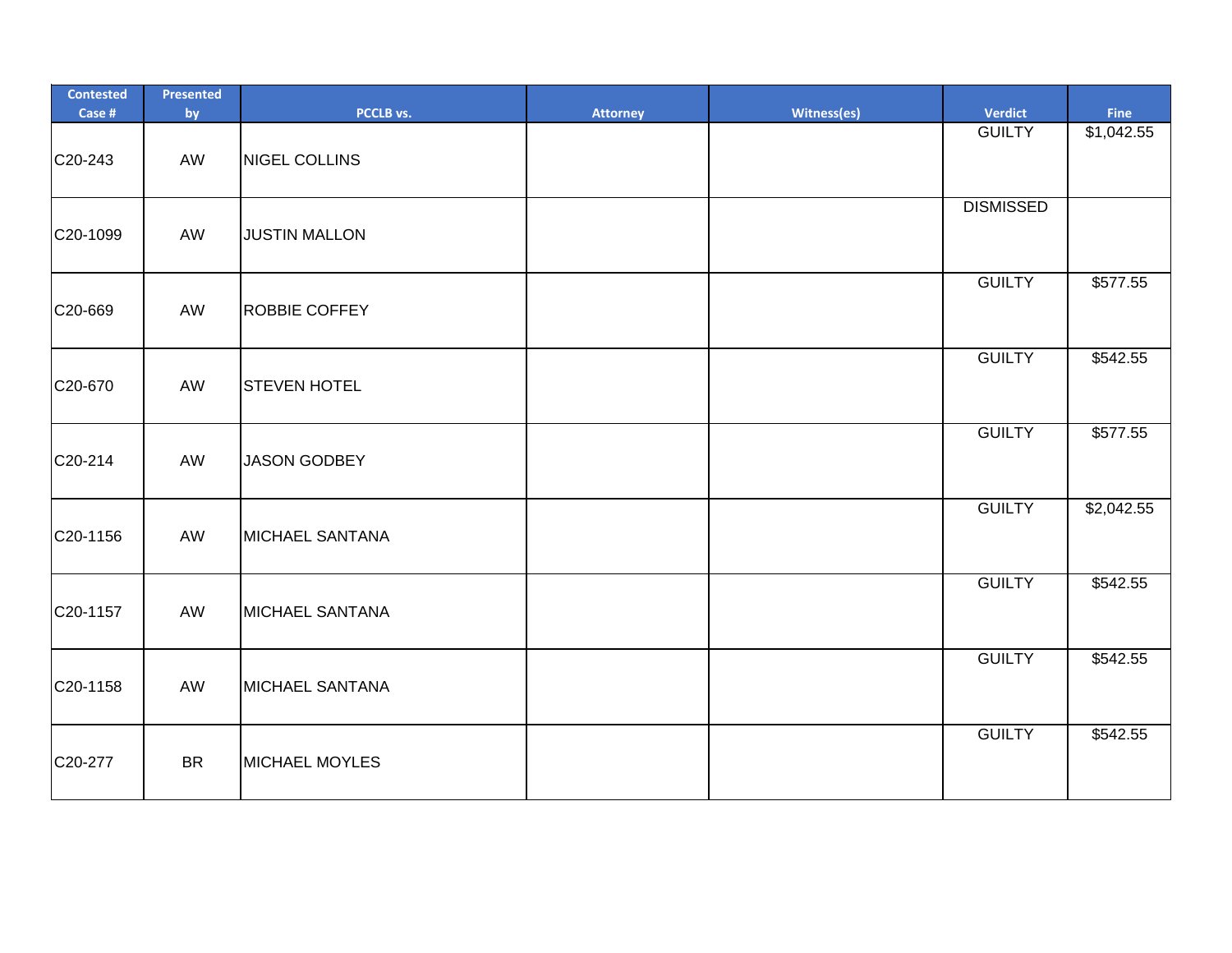| Contested Case # | Presented by | PCCLB vs. | Attorney | Witness(es) | Verdict | Fine |
|---|---|---|---|---|---|---|
| C20-243 | AW | NIGEL COLLINS | | | GUILTY | $1,042.55 |
| C20-1099 | AW | JUSTIN MALLON | | | DISMISSED | |
| C20-669 | AW | ROBBIE COFFEY | | | GUILTY | $577.55 |
| C20-670 | AW | STEVEN HOTEL | | | GUILTY | $542.55 |
| C20-214 | AW | JASON GODBEY | | | GUILTY | $577.55 |
| C20-1156 | AW | MICHAEL SANTANA | | | GUILTY | $2,042.55 |
| C20-1157 | AW | MICHAEL SANTANA | | | GUILTY | $542.55 |
| C20-1158 | AW | MICHAEL SANTANA | | | GUILTY | $542.55 |
| C20-277 | BR | MICHAEL MOYLES | | | GUILTY | $542.55 |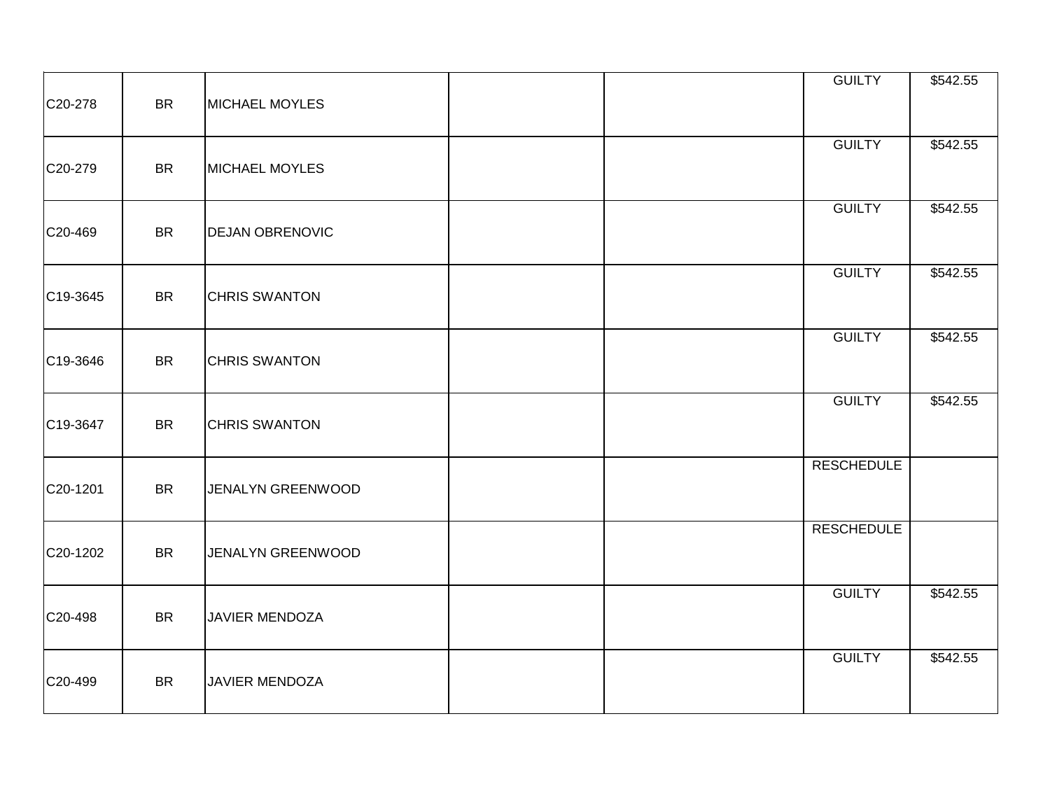|  |  |  |  |  |  |  |
|---|---|---|---|---|---|---|
| C20-278 | BR | MICHAEL MOYLES |  |  | GUILTY | $542.55 |
| C20-279 | BR | MICHAEL MOYLES |  |  | GUILTY | $542.55 |
| C20-469 | BR | DEJAN OBRENOVIC |  |  | GUILTY | $542.55 |
| C19-3645 | BR | CHRIS SWANTON |  |  | GUILTY | $542.55 |
| C19-3646 | BR | CHRIS SWANTON |  |  | GUILTY | $542.55 |
| C19-3647 | BR | CHRIS SWANTON |  |  | GUILTY | $542.55 |
| C20-1201 | BR | JENALYN GREENWOOD |  |  | RESCHEDULE |  |
| C20-1202 | BR | JENALYN GREENWOOD |  |  | RESCHEDULE |  |
| C20-498 | BR | JAVIER MENDOZA |  |  | GUILTY | $542.55 |
| C20-499 | BR | JAVIER MENDOZA |  |  | GUILTY | $542.55 |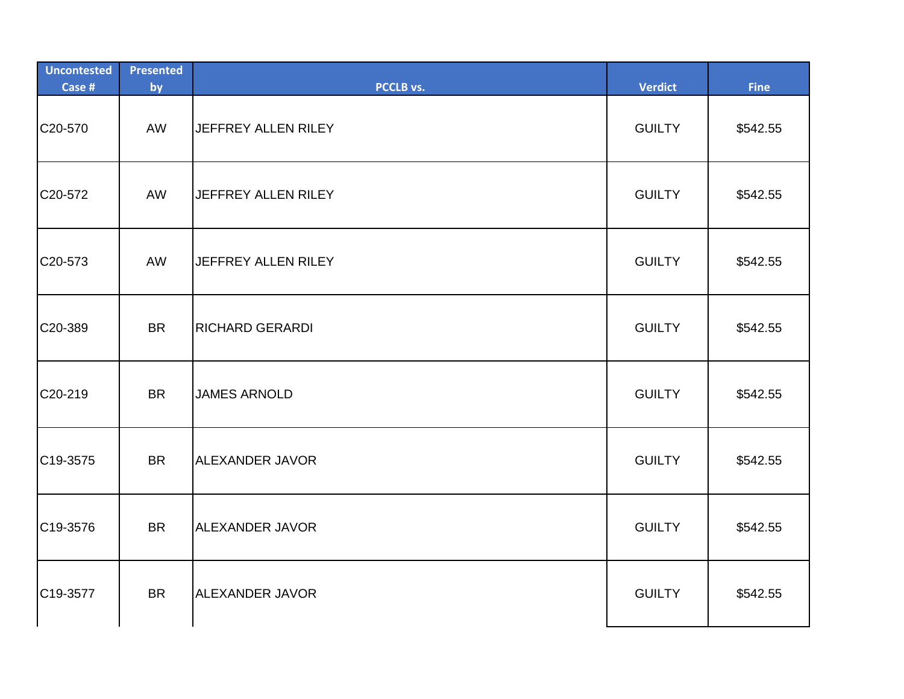| Uncontested Case # | Presented by | PCCLB vs. | Verdict | Fine |
| --- | --- | --- | --- | --- |
| C20-570 | AW | JEFFREY ALLEN RILEY | GUILTY | $542.55 |
| C20-572 | AW | JEFFREY ALLEN RILEY | GUILTY | $542.55 |
| C20-573 | AW | JEFFREY ALLEN RILEY | GUILTY | $542.55 |
| C20-389 | BR | RICHARD GERARDI | GUILTY | $542.55 |
| C20-219 | BR | JAMES ARNOLD | GUILTY | $542.55 |
| C19-3575 | BR | ALEXANDER JAVOR | GUILTY | $542.55 |
| C19-3576 | BR | ALEXANDER JAVOR | GUILTY | $542.55 |
| C19-3577 | BR | ALEXANDER JAVOR | GUILTY | $542.55 |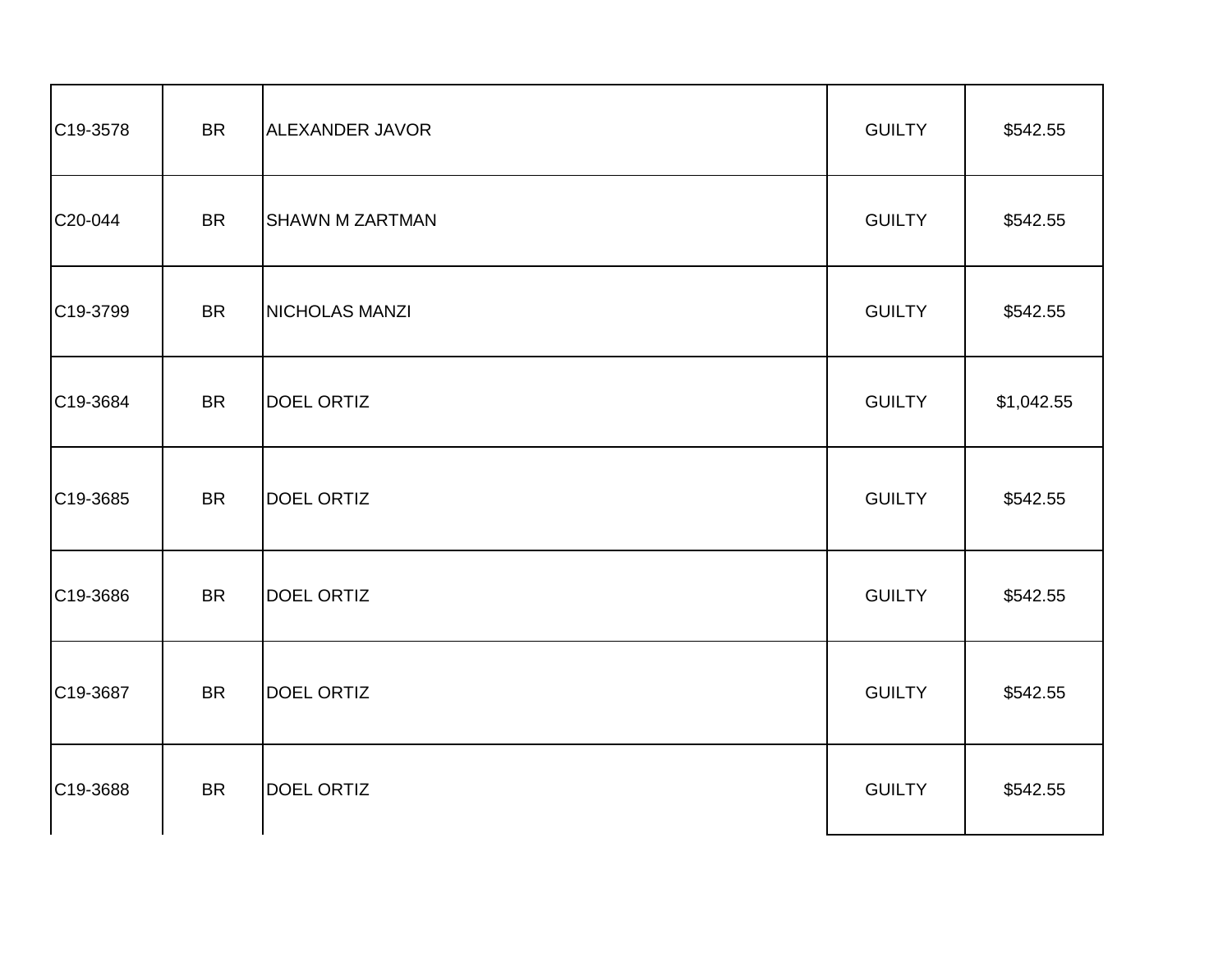| | | | | |
|---|---|---|---|---|
| C19-3578 | BR | ALEXANDER JAVOR | GUILTY | $542.55 |
| C20-044 | BR | SHAWN M ZARTMAN | GUILTY | $542.55 |
| C19-3799 | BR | NICHOLAS MANZI | GUILTY | $542.55 |
| C19-3684 | BR | DOEL ORTIZ | GUILTY | $1,042.55 |
| C19-3685 | BR | DOEL ORTIZ | GUILTY | $542.55 |
| C19-3686 | BR | DOEL ORTIZ | GUILTY | $542.55 |
| C19-3687 | BR | DOEL ORTIZ | GUILTY | $542.55 |
| C19-3688 | BR | DOEL ORTIZ | GUILTY | $542.55 |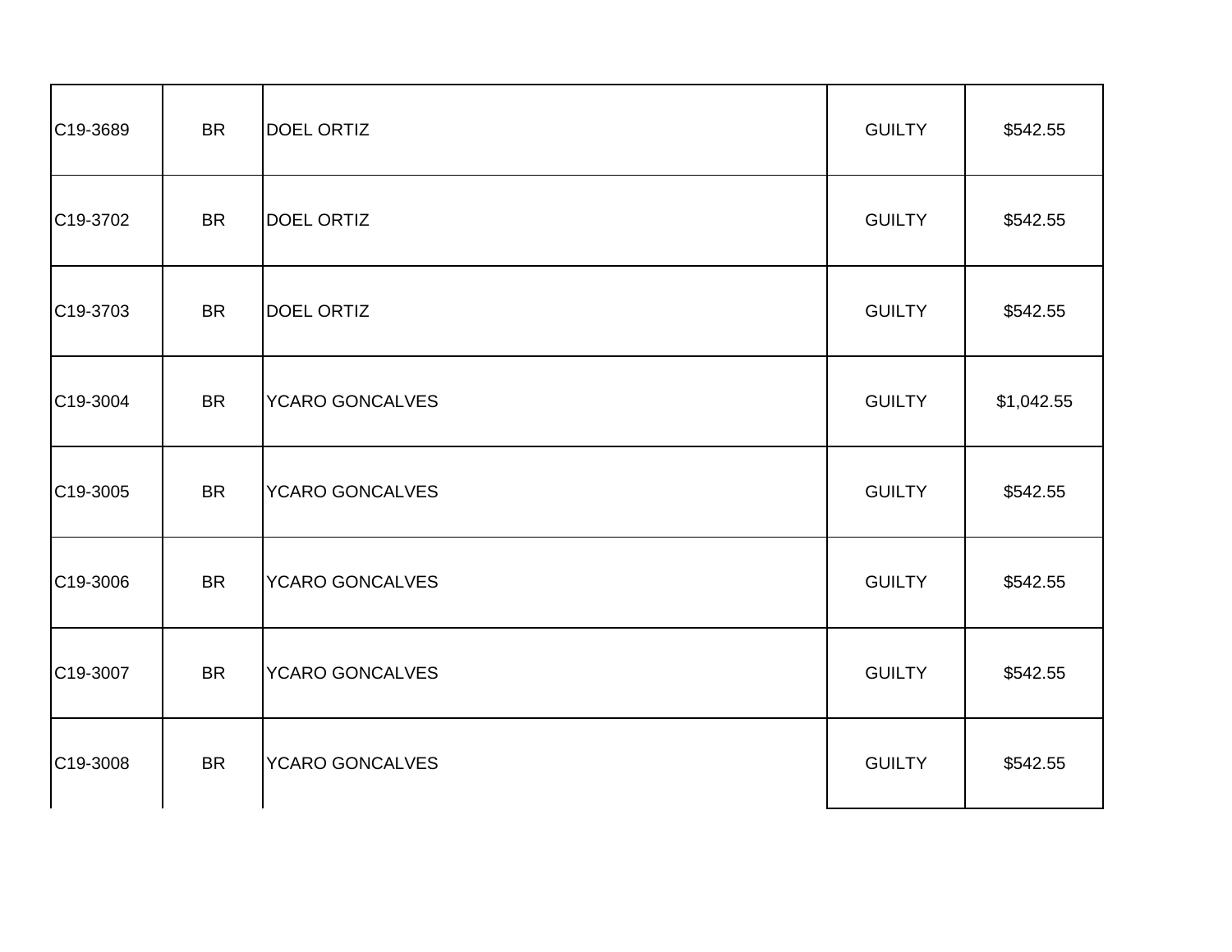| | | | | |
|---|---|---|---|---|
| C19-3689 | BR | DOEL ORTIZ | GUILTY | $542.55 |
| C19-3702 | BR | DOEL ORTIZ | GUILTY | $542.55 |
| C19-3703 | BR | DOEL ORTIZ | GUILTY | $542.55 |
| C19-3004 | BR | YCARO GONCALVES | GUILTY | $1,042.55 |
| C19-3005 | BR | YCARO GONCALVES | GUILTY | $542.55 |
| C19-3006 | BR | YCARO GONCALVES | GUILTY | $542.55 |
| C19-3007 | BR | YCARO GONCALVES | GUILTY | $542.55 |
| C19-3008 | BR | YCARO GONCALVES | GUILTY | $542.55 |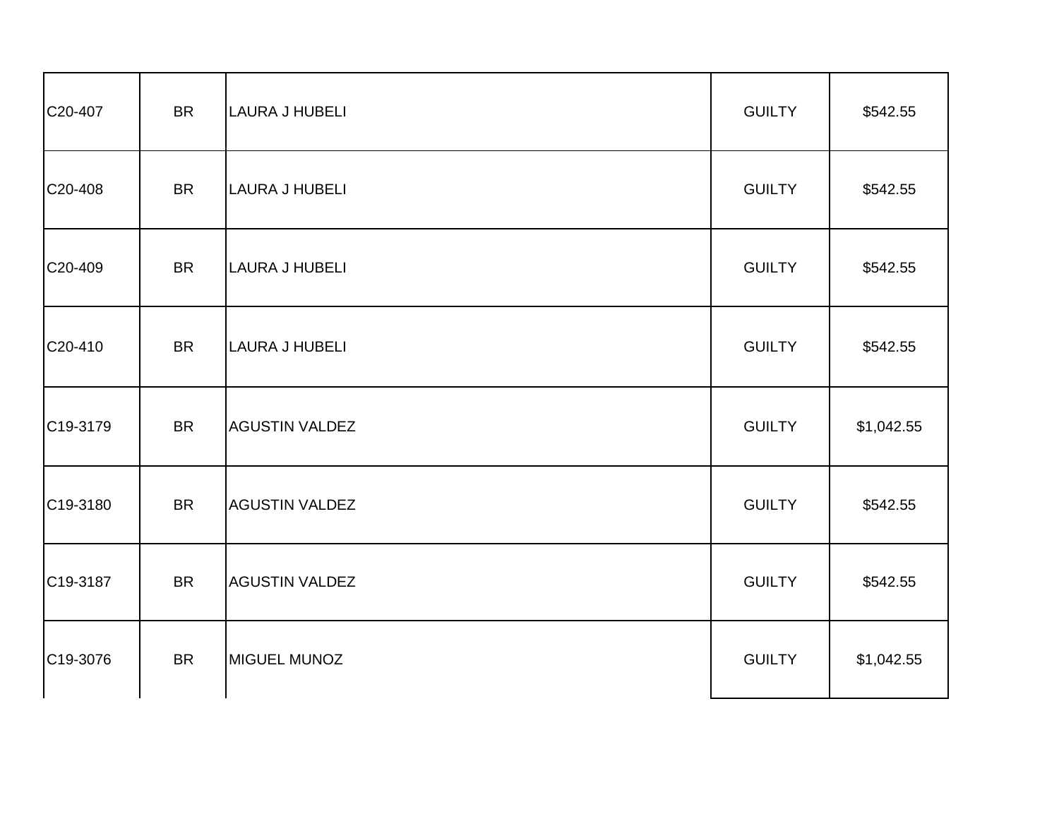| | | | | |
|---|---|---|---|---|
| C20-407 | BR | LAURA J HUBELI | GUILTY | $542.55 |
| C20-408 | BR | LAURA J HUBELI | GUILTY | $542.55 |
| C20-409 | BR | LAURA J HUBELI | GUILTY | $542.55 |
| C20-410 | BR | LAURA J HUBELI | GUILTY | $542.55 |
| C19-3179 | BR | AGUSTIN VALDEZ | GUILTY | $1,042.55 |
| C19-3180 | BR | AGUSTIN VALDEZ | GUILTY | $542.55 |
| C19-3187 | BR | AGUSTIN VALDEZ | GUILTY | $542.55 |
| C19-3076 | BR | MIGUEL MUNOZ | GUILTY | $1,042.55 |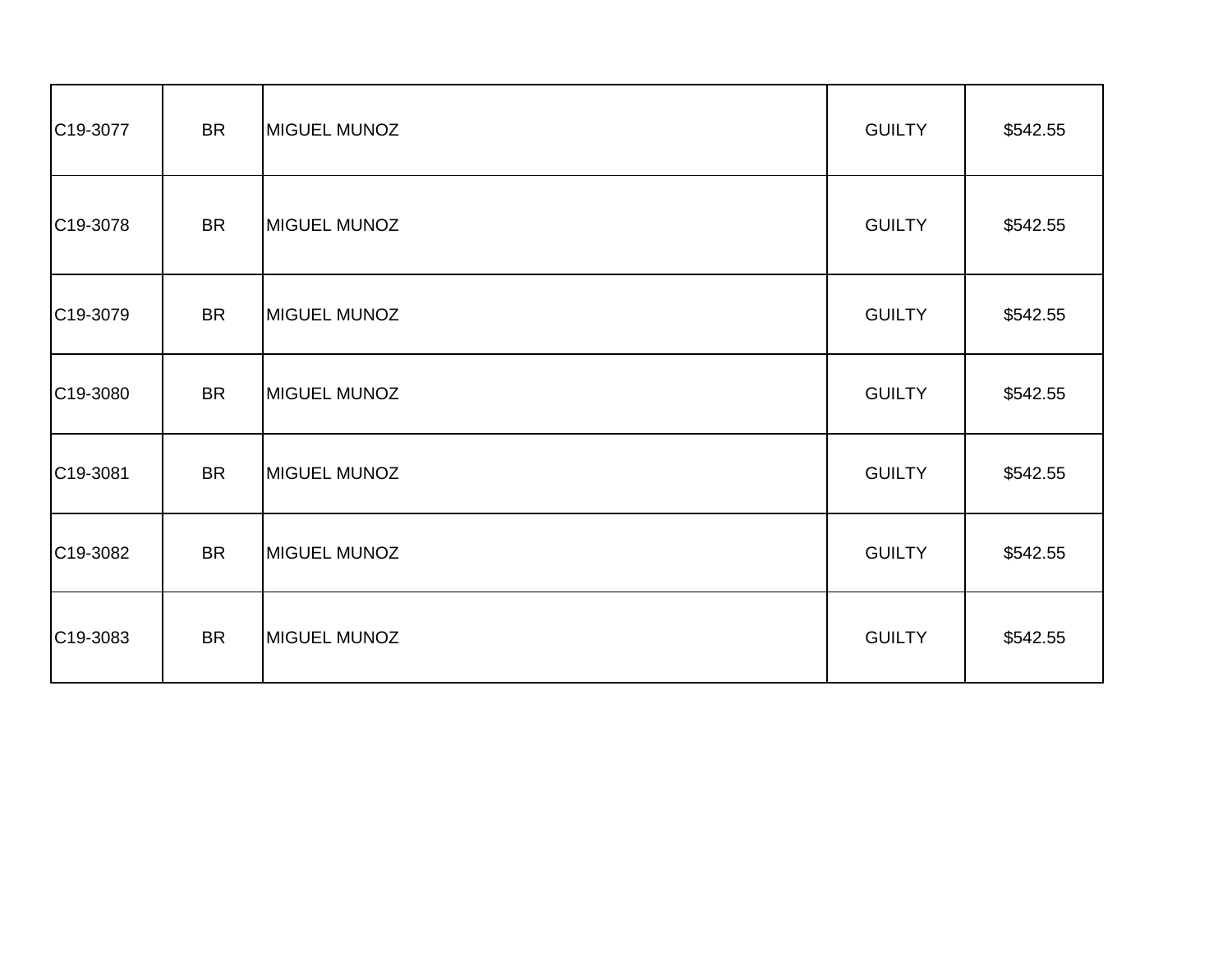| | | | | |
|---|---|---|---|---|
| C19-3077 | BR | MIGUEL MUNOZ | GUILTY | $542.55 |
| C19-3078 | BR | MIGUEL MUNOZ | GUILTY | $542.55 |
| C19-3079 | BR | MIGUEL MUNOZ | GUILTY | $542.55 |
| C19-3080 | BR | MIGUEL MUNOZ | GUILTY | $542.55 |
| C19-3081 | BR | MIGUEL MUNOZ | GUILTY | $542.55 |
| C19-3082 | BR | MIGUEL MUNOZ | GUILTY | $542.55 |
| C19-3083 | BR | MIGUEL MUNOZ | GUILTY | $542.55 |